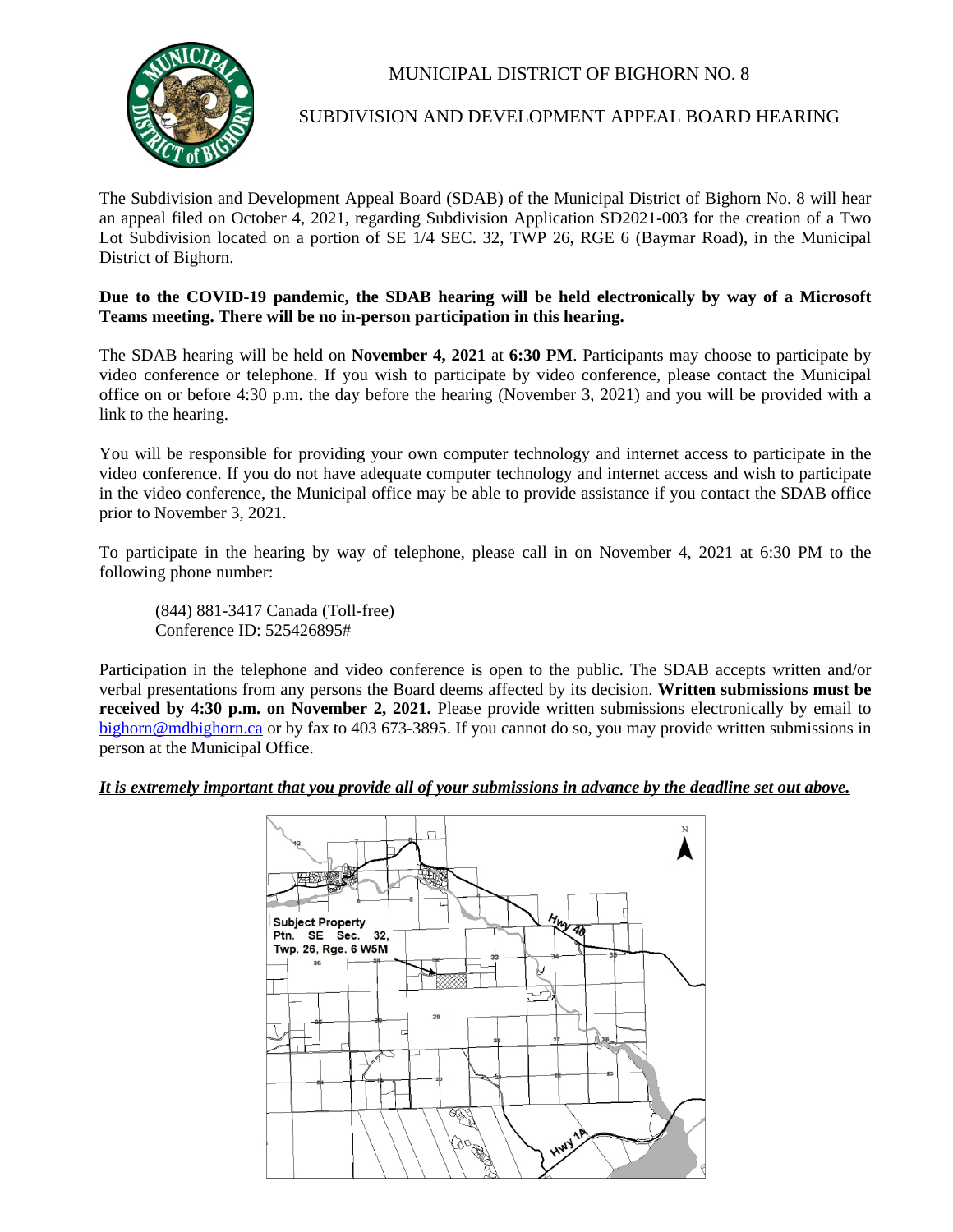MUNICIPAL DISTRICT OF BIGHORN NO. 8

SUBDIVISION AND DEVELOPMENT APPEAL BOARD HEARING

The Subdivision and Development Appeal Board (SDAB) of the Municipal District of Bighorn No. 8 will hear an appeal filed on October 4, 2021, regarding Subdivision Application SD2021-003 for the creation of a Two Lot Subdivision located on a portion of SE 1/4 SEC. 32, TWP 26, RGE 6 (Baymar Road), in the Municipal District of Bighorn.

**Due to the COVID-19 pandemic, the SDAB hearing will be held electronically by way of a Microsoft Teams meeting. There will be no in-person participation in this hearing.**

The SDAB hearing will be held on **November 4, 2021** at **6:30 PM**. Participants may choose to participate by video conference or telephone. If you wish to participate by video conference, please contact the Municipal office on or before 4:30 p.m. the day before the hearing (November 3, 2021) and you will be provided with a link to the hearing.

You will be responsible for providing your own computer technology and internet access to participate in the video conference. If you do not have adequate computer technology and internet access and wish to participate in the video conference, the Municipal office may be able to provide assistance if you contact the SDAB office prior to November 3, 2021.

To participate in the hearing by way of telephone, please call in on November 4, 2021 at 6:30 PM to the following phone number:

(844) 881-3417 Canada (Toll-free)
Conference ID: 525426895#

Participation in the telephone and video conference is open to the public. The SDAB accepts written and/or verbal presentations from any persons the Board deems affected by its decision. **Written submissions must be received by 4:30 p.m. on November 2, 2021.** Please provide written submissions electronically by email to bighorn@mdbighorn.ca or by fax to 403 673-3895. If you cannot do so, you may provide written submissions in person at the Municipal Office.

***It is extremely important that you provide all of your submissions in advance by the deadline set out above.***

Subject Property
Ptn. SE Sec. 32,
Twp. 26, Rge. 6 W5M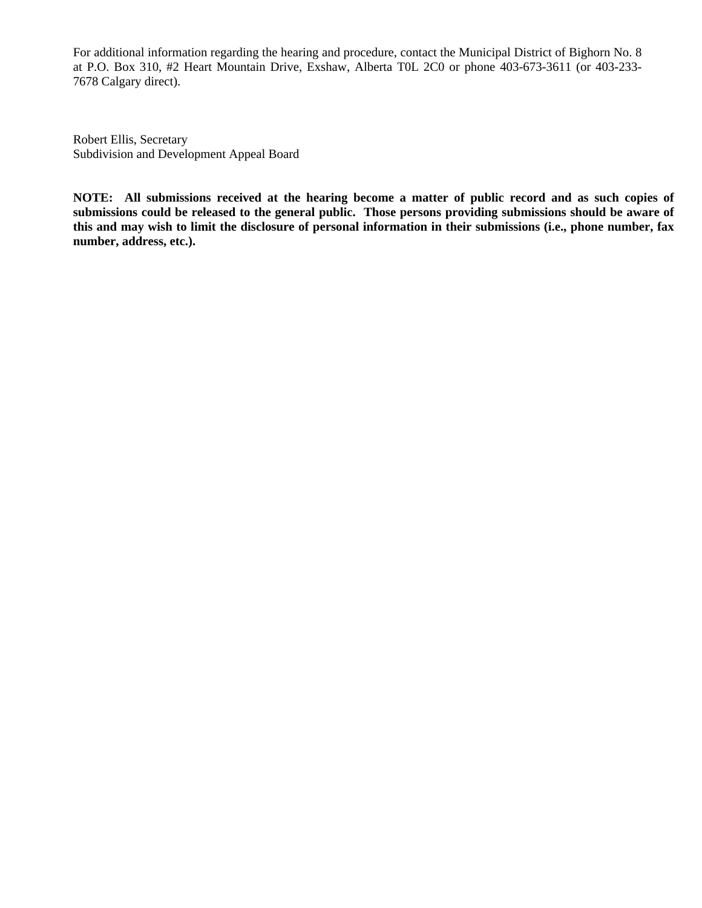For additional information regarding the hearing and procedure, contact the Municipal District of Bighorn No. 8 at P.O. Box 310, #2 Heart Mountain Drive, Exshaw, Alberta T0L 2C0 or phone 403-673-3611 (or 403-233-7678 Calgary direct).

Robert Ellis, Secretary
Subdivision and Development Appeal Board

**NOTE: All submissions received at the hearing become a matter of public record and as such copies of submissions could be released to the general public. Those persons providing submissions should be aware of this and may wish to limit the disclosure of personal information in their submissions (i.e., phone number, fax number, address, etc.).**